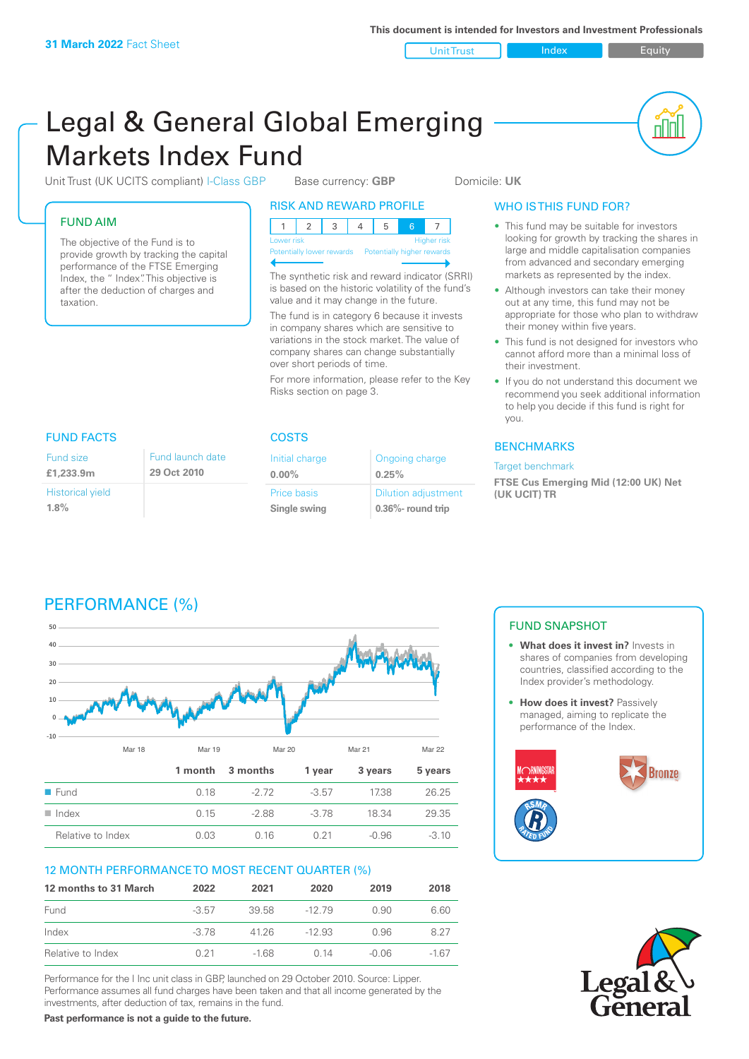31 March 2022 Fact Sheet

This document is intended for Investors and Investment Professionals

Unit Trust | Index | Equity

# Legal & General Global Emerging Markets Index Fund

Unit Trust (UK UCITS compliant) I-Class GBP  Base currency: **GBP**  Domicile: **UK**

## FUND AIM

The objective of the Fund is to provide growth by tracking the capital performance of the FTSE Emerging Index, the " Index". This objective is after the deduction of charges and taxation.

## RISK AND REWARD PROFILE

| 1 | 2 | 3 | 4 | 5 | 6 | 7 |
|---|---|---|---|---|---|---|

Lower risk — Higher risk
Potentially lower rewards — Potentially higher rewards

The synthetic risk and reward indicator (SRRI) is based on the historic volatility of the fund's value and it may change in the future.

The fund is in category 6 because it invests in company shares which are sensitive to variations in the stock market. The value of company shares can change substantially over short periods of time.

For more information, please refer to the Key Risks section on page 3.

## WHO IS THIS FUND FOR?

- This fund may be suitable for investors looking for growth by tracking the shares in large and middle capitalisation companies from advanced and secondary emerging markets as represented by the index.
- Although investors can take their money out at any time, this fund may not be appropriate for those who plan to withdraw their money within five years.
- This fund is not designed for investors who cannot afford more than a minimal loss of their investment.
- If you do not understand this document we recommend you seek additional information to help you decide if this fund is right for you.

## FUND FACTS

| Fund size | Fund launch date |
|---|---|
| **£1,233.9m** | **29 Oct 2010** |
| Historical yield | |
| **1.8%** | |

## COSTS

| Initial charge | Ongoing charge |
|---|---|
| **0.00%** | **0.25%** |
| Price basis | Dilution adjustment |
| **Single swing** | **0.36%- round trip** |

## BENCHMARKS

Target benchmark

**FTSE Cus Emerging Mid (12:00 UK) Net (UK UCIT) TR**

## PERFORMANCE (%)

| | 1 month | 3 months | 1 year | 3 years | 5 years |
|---|---|---|---|---|---|
| Fund | 0.18 | -2.72 | -3.57 | 17.38 | 26.25 |
| Index | 0.15 | -2.88 | -3.78 | 18.34 | 29.35 |
| Relative to Index | 0.03 | 0.16 | 0.21 | -0.96 | -3.10 |

## 12 MONTH PERFORMANCE TO MOST RECENT QUARTER (%)

| 12 months to 31 March | 2022 | 2021 | 2020 | 2019 | 2018 |
|---|---|---|---|---|---|
| Fund | -3.57 | 39.58 | -12.79 | 0.90 | 6.60 |
| Index | -3.78 | 41.26 | -12.93 | 0.96 | 8.27 |
| Relative to Index | 0.21 | -1.68 | 0.14 | -0.06 | -1.67 |

Performance for the I Inc unit class in GBP, launched on 29 October 2010. Source: Lipper. Performance assumes all fund charges have been taken and that all income generated by the investments, after deduction of tax, remains in the fund.

**Past performance is not a guide to the future.**

## FUND SNAPSHOT

- **What does it invest in?** Invests in shares of companies from developing countries, classified according to the Index provider's methodology.
- **How does it invest?** Passively managed, aiming to replicate the performance of the Index.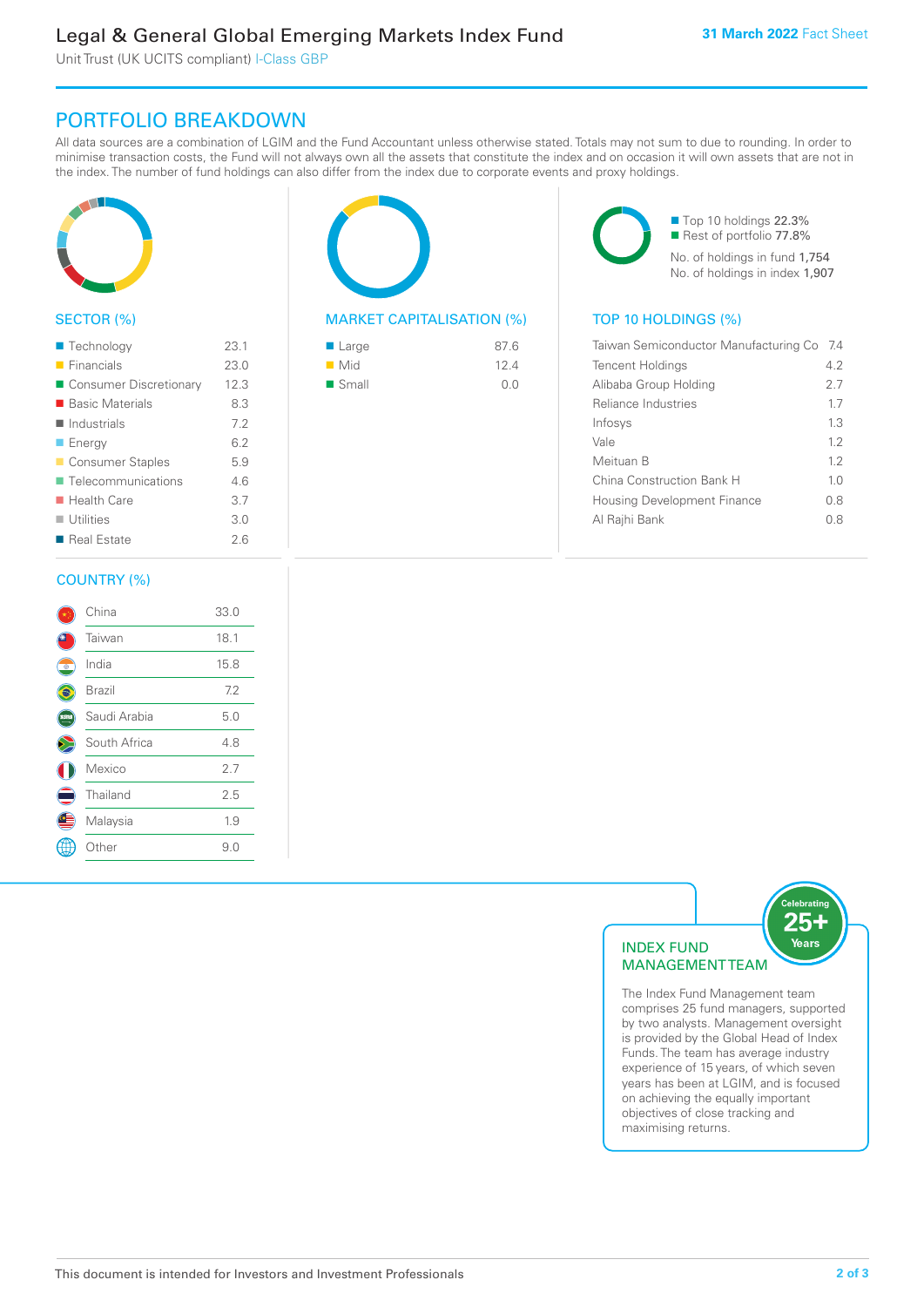# PORTFOLIO BREAKDOWN

All data sources are a combination of LGIM and the Fund Accountant unless otherwise stated. Totals may not sum to due to rounding. In order to minimise transaction costs, the Fund will not always own all the assets that constitute the index and on occasion it will own assets that are not in the index. The number of fund holdings can also differ from the index due to corporate events and proxy holdings.

## SECTOR (%)

| Sector | % |
|---|---|
| Technology | 23.1 |
| Financials | 23.0 |
| Consumer Discretionary | 12.3 |
| Basic Materials | 8.3 |
| Industrials | 7.2 |
| Energy | 6.2 |
| Consumer Staples | 5.9 |
| Telecommunications | 4.6 |
| Health Care | 3.7 |
| Utilities | 3.0 |
| Real Estate | 2.6 |

## MARKET CAPITALISATION (%)

| Market Cap | % |
|---|---|
| Large | 87.6 |
| Mid | 12.4 |
| Small | 0.0 |

Top 10 holdings 22.3%
Rest of portfolio 77.8%
No. of holdings in fund 1,754
No. of holdings in index 1,907

## TOP 10 HOLDINGS (%)

| Holding | % |
|---|---|
| Taiwan Semiconductor Manufacturing Co | 7.4 |
| Tencent Holdings | 4.2 |
| Alibaba Group Holding | 2.7 |
| Reliance Industries | 1.7 |
| Infosys | 1.3 |
| Vale | 1.2 |
| Meituan B | 1.2 |
| China Construction Bank H | 1.0 |
| Housing Development Finance | 0.8 |
| Al Rajhi Bank | 0.8 |

## COUNTRY (%)

| Country | % |
|---|---|
| China | 33.0 |
| Taiwan | 18.1 |
| India | 15.8 |
| Brazil | 7.2 |
| Saudi Arabia | 5.0 |
| South Africa | 4.8 |
| Mexico | 2.7 |
| Thailand | 2.5 |
| Malaysia | 1.9 |
| Other | 9.0 |

## INDEX FUND MANAGEMENT TEAM

Celebrating 25+ Years

The Index Fund Management team comprises 25 fund managers, supported by two analysts. Management oversight is provided by the Global Head of Index Funds. The team has average industry experience of 15 years, of which seven years has been at LGIM, and is focused on achieving the equally important objectives of close tracking and maximising returns.

This document is intended for Investors and Investment Professionals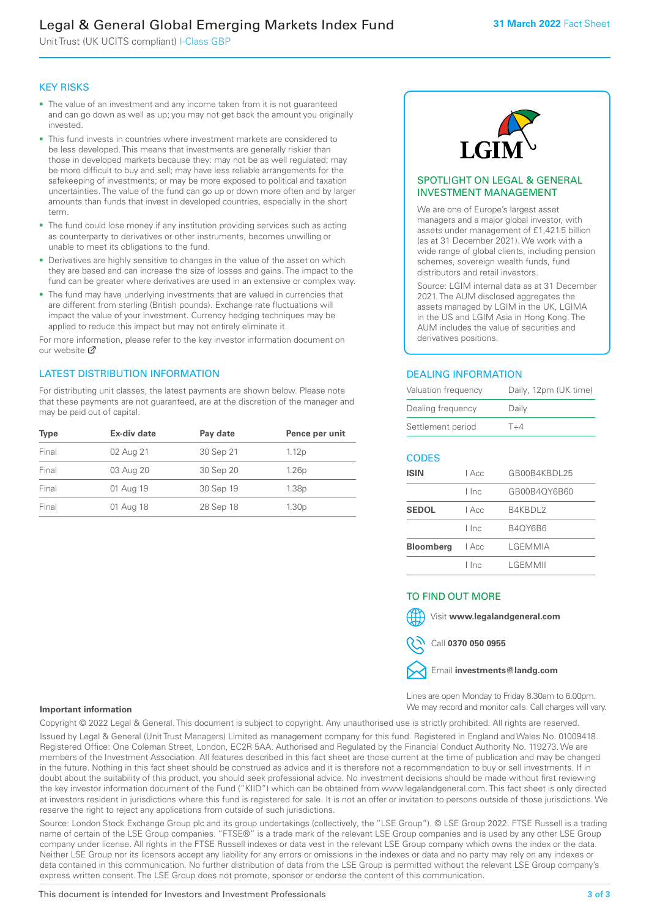# Legal & General Global Emerging Markets Index Fund

Unit Trust (UK UCITS compliant) I-Class GBP

**31 March 2022** Fact Sheet

## KEY RISKS

- The value of an investment and any income taken from it is not guaranteed and can go down as well as up; you may not get back the amount you originally invested.
- This fund invests in countries where investment markets are considered to be less developed. This means that investments are generally riskier than those in developed markets because they: may not be as well regulated; may be more difficult to buy and sell; may have less reliable arrangements for the safekeeping of investments; or may be more exposed to political and taxation uncertainties. The value of the fund can go up or down more often and by larger amounts than funds that invest in developed countries, especially in the short term.
- The fund could lose money if any institution providing services such as acting as counterparty to derivatives or other instruments, becomes unwilling or unable to meet its obligations to the fund.
- Derivatives are highly sensitive to changes in the value of the asset on which they are based and can increase the size of losses and gains. The impact to the fund can be greater where derivatives are used in an extensive or complex way.
- The fund may have underlying investments that are valued in currencies that are different from sterling (British pounds). Exchange rate fluctuations will impact the value of your investment. Currency hedging techniques may be applied to reduce this impact but may not entirely eliminate it.

For more information, please refer to the key investor information document on our website

## LATEST DISTRIBUTION INFORMATION

For distributing unit classes, the latest payments are shown below. Please note that these payments are not guaranteed, are at the discretion of the manager and may be paid out of capital.

| Type | Ex-div date | Pay date | Pence per unit |
|---|---|---|---|
| Final | 02 Aug 21 | 30 Sep 21 | 1.12p |
| Final | 03 Aug 20 | 30 Sep 20 | 1.26p |
| Final | 01 Aug 19 | 30 Sep 19 | 1.38p |
| Final | 01 Aug 18 | 28 Sep 18 | 1.30p |

LGIM

## SPOTLIGHT ON LEGAL & GENERAL INVESTMENT MANAGEMENT

We are one of Europe's largest asset managers and a major global investor, with assets under management of £1,421.5 billion (as at 31 December 2021). We work with a wide range of global clients, including pension schemes, sovereign wealth funds, fund distributors and retail investors.

Source: LGIM internal data as at 31 December 2021. The AUM disclosed aggregates the assets managed by LGIM in the UK, LGIMA in the US and LGIM Asia in Hong Kong. The AUM includes the value of securities and derivatives positions.

## DEALING INFORMATION

| | |
|---|---|
| Valuation frequency | Daily, 12pm (UK time) |
| Dealing frequency | Daily |
| Settlement period | T+4 |

## CODES

| | | |
|---|---|---|
| **ISIN** | I Acc | GB00B4KBDL25 |
| | I Inc | GB00B4QY6B60 |
| **SEDOL** | I Acc | B4KBDL2 |
| | I Inc | B4QY6B6 |
| **Bloomberg** | I Acc | LGEMMIA |
| | I Inc | LGEMMII |

## TO FIND OUT MORE

Visit **www.legalandgeneral.com**

Call **0370 050 0955**

Email **investments@landg.com**

Lines are open Monday to Friday 8.30am to 6.00pm. We may record and monitor calls. Call charges will vary.

**Important information**

Copyright © 2022 Legal & General. This document is subject to copyright. Any unauthorised use is strictly prohibited. All rights are reserved.

Issued by Legal & General (Unit Trust Managers) Limited as management company for this fund. Registered in England and Wales No. 01009418. Registered Office: One Coleman Street, London, EC2R 5AA. Authorised and Regulated by the Financial Conduct Authority No. 119273. We are members of the Investment Association. All features described in this fact sheet are those current at the time of publication and may be changed in the future. Nothing in this fact sheet should be construed as advice and it is therefore not a recommendation to buy or sell investments. If in doubt about the suitability of this product, you should seek professional advice. No investment decisions should be made without first reviewing the key investor information document of the Fund ("KIID") which can be obtained from www.legalandgeneral.com. This fact sheet is only directed at investors resident in jurisdictions where this fund is registered for sale. It is not an offer or invitation to persons outside of those jurisdictions. We reserve the right to reject any applications from outside of such jurisdictions.

Source: London Stock Exchange Group plc and its group undertakings (collectively, the "LSE Group"). © LSE Group 2022. FTSE Russell is a trading name of certain of the LSE Group companies. "FTSE®" is a trade mark of the relevant LSE Group companies and is used by any other LSE Group company under license. All rights in the FTSE Russell indexes or data vest in the relevant LSE Group company which owns the index or the data. Neither LSE Group nor its licensors accept any liability for any errors or omissions in the indexes or data and no party may rely on any indexes or data contained in this communication. No further distribution of data from the LSE Group is permitted without the relevant LSE Group company's express written consent. The LSE Group does not promote, sponsor or endorse the content of this communication.

This document is intended for Investors and Investment Professionals